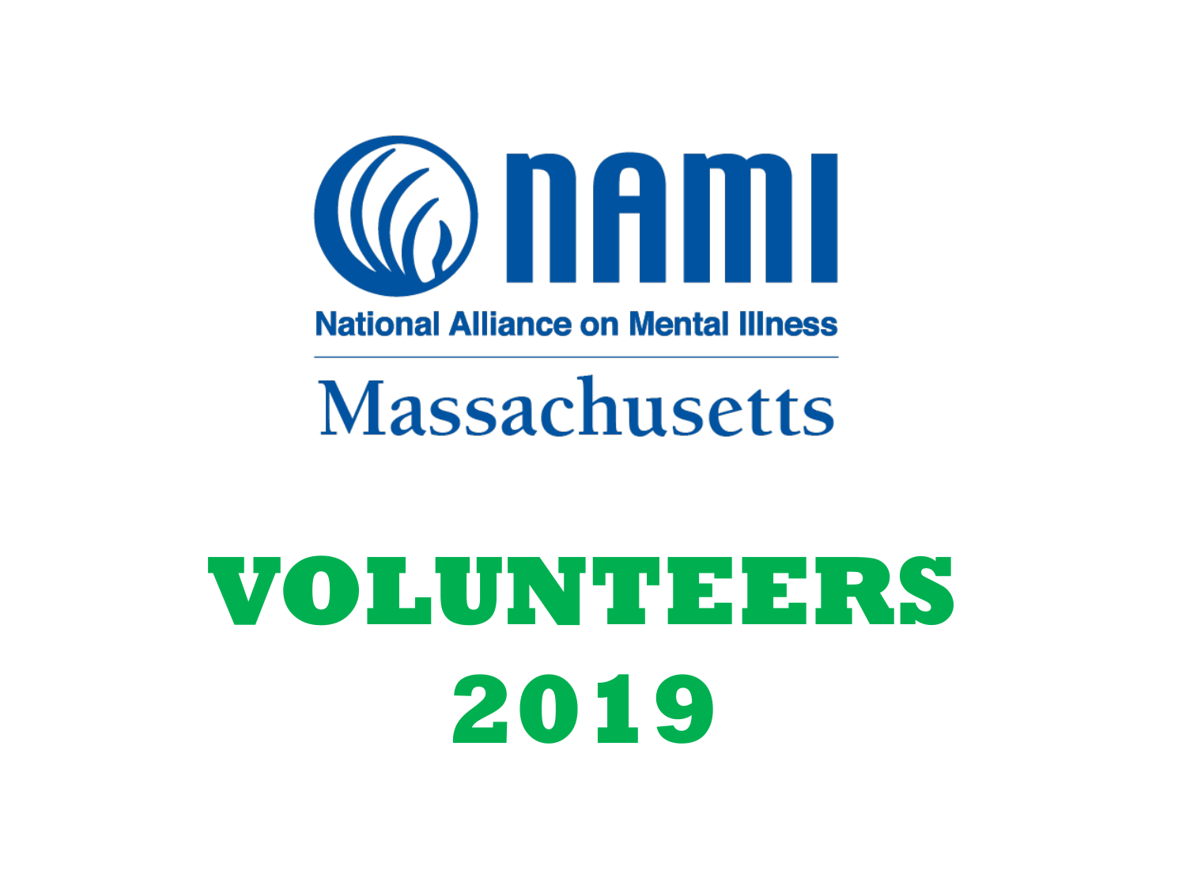# NAMI

National Alliance on Mental Illness

Massachusetts

# VOLUNTEERS 2019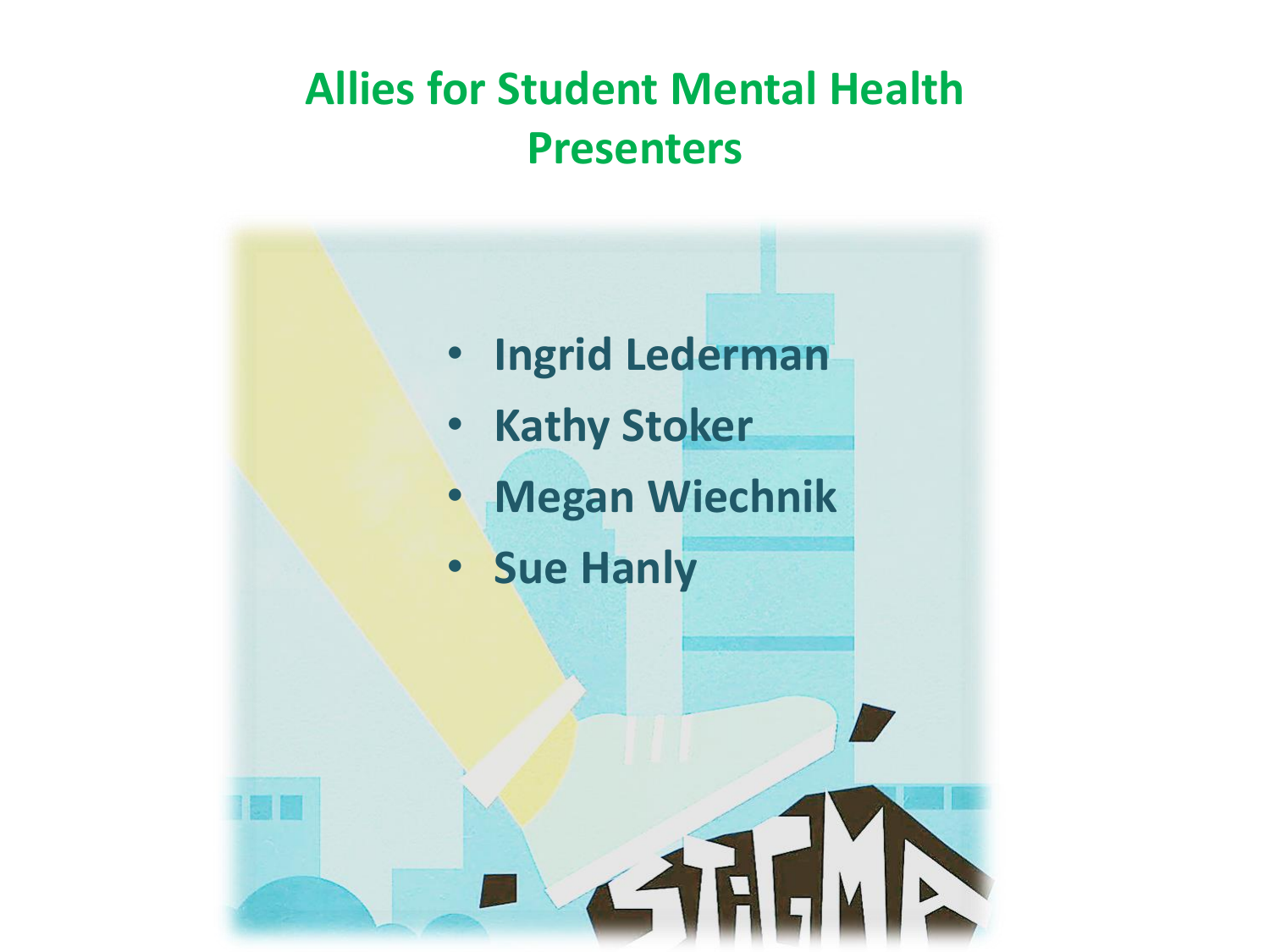# Allies for Student Mental Health Presenters

- Ingrid Lederman
- Kathy Stoker
- Megan Wiechnik
- Sue Hanly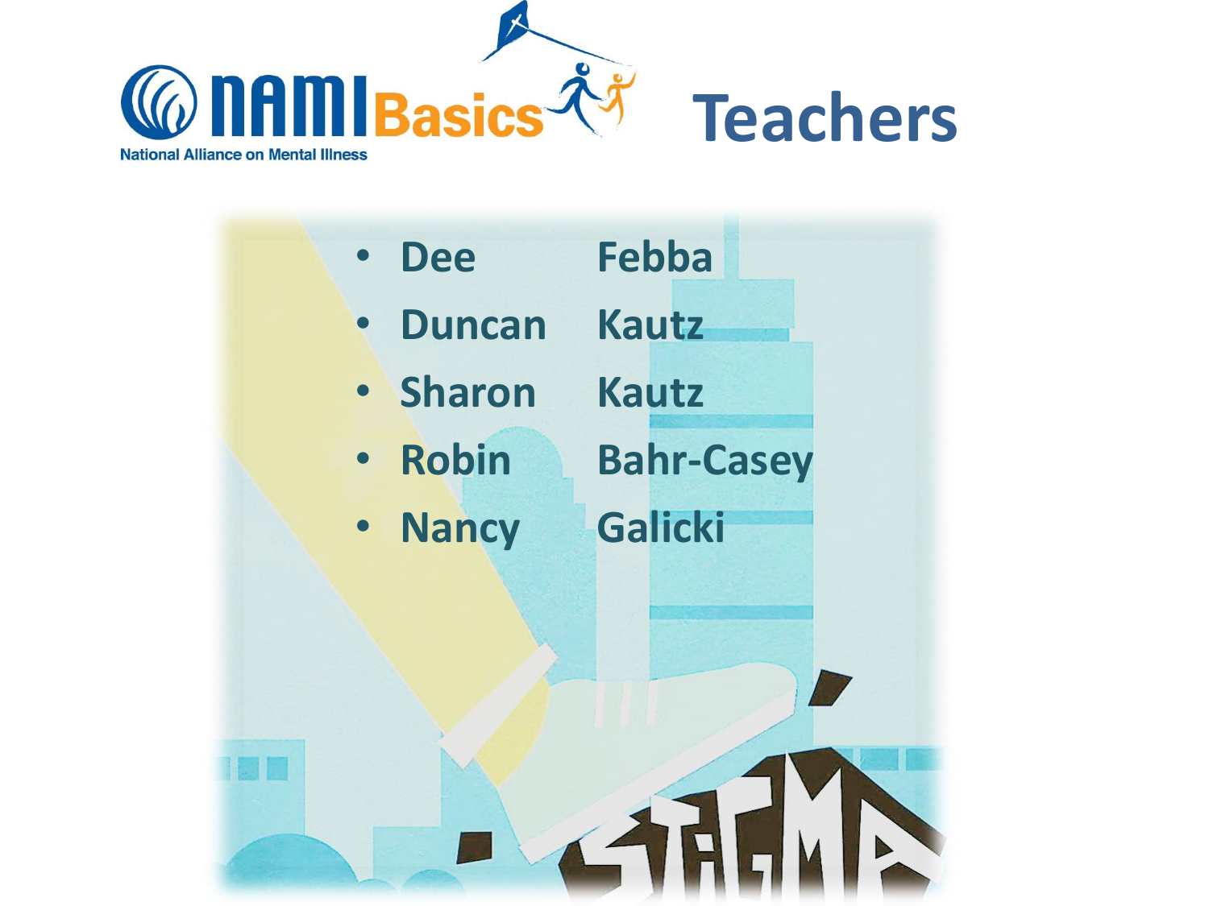# Teachers

- Dee Febba
- Duncan Kautz
- Sharon Kautz
- Robin Bahr-Casey
- Nancy Galicki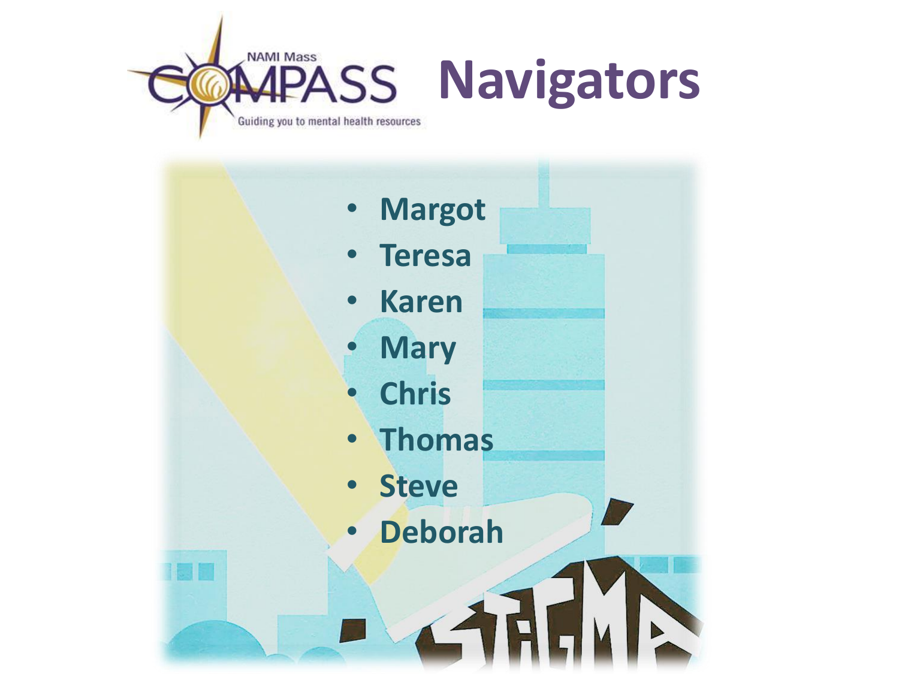NAMI Mass COMPASS

Guiding you to mental health resources

# Navigators

- **Margot**
- **Teresa**
- **Karen**
- **Mary**
- **Chris**
- **Thomas**
- **Steve**
- **Deborah**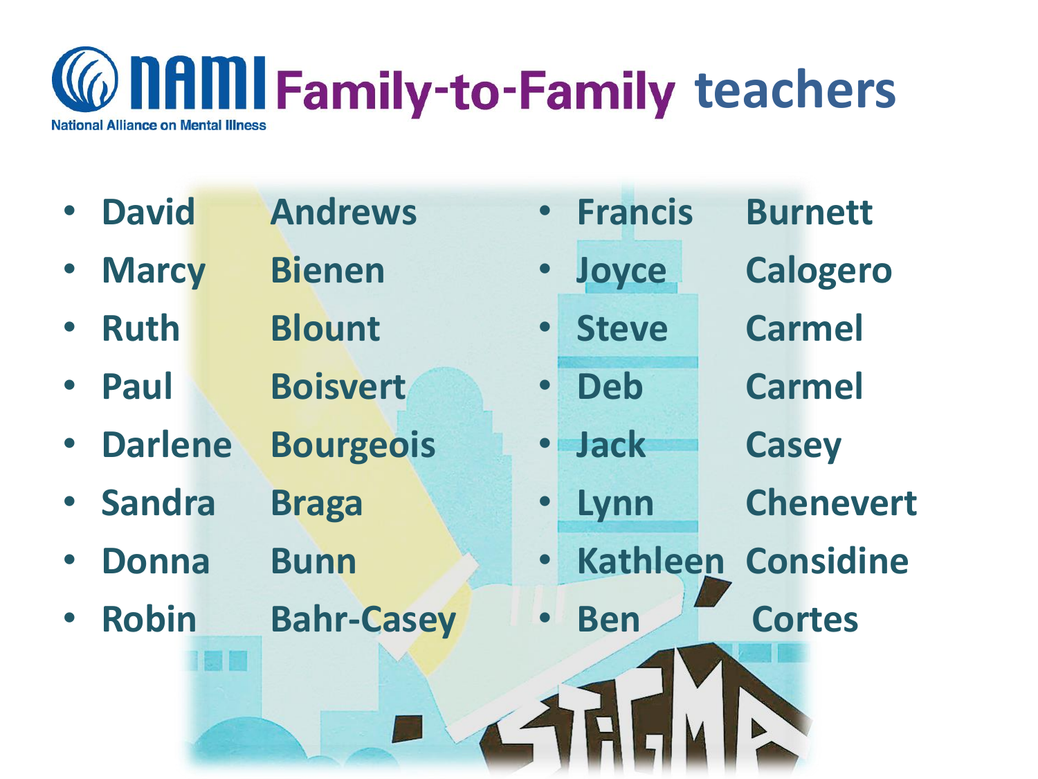# NAMI Family-to-Family teachers

National Alliance on Mental Illness

- David Andrews
- Marcy Bienen
- Ruth Blount
- Paul Boisvert
- Darlene Bourgeois
- Sandra Braga
- Donna Bunn
- Robin Bahr-Casey
- Francis Burnett
- Joyce Calogero
- Steve Carmel
- Deb Carmel
- Jack Casey
- Lynn Chenevert
- Kathleen Considine
- Ben Cortes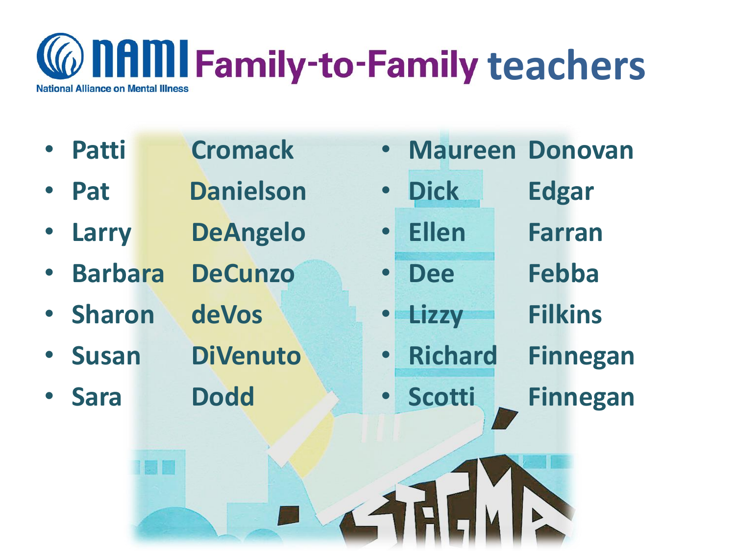# NAMI Family-to-Family teachers

National Alliance on Mental Illness

- Patti Cromack
- Pat Danielson
- Larry DeAngelo
- Barbara DeCunzo
- Sharon deVos
- Susan DiVenuto
- Sara Dodd
- Maureen Donovan
- Dick Edgar
- Ellen Farran
- Dee Febba
- Lizzy Filkins
- Richard Finnegan
- Scotti Finnegan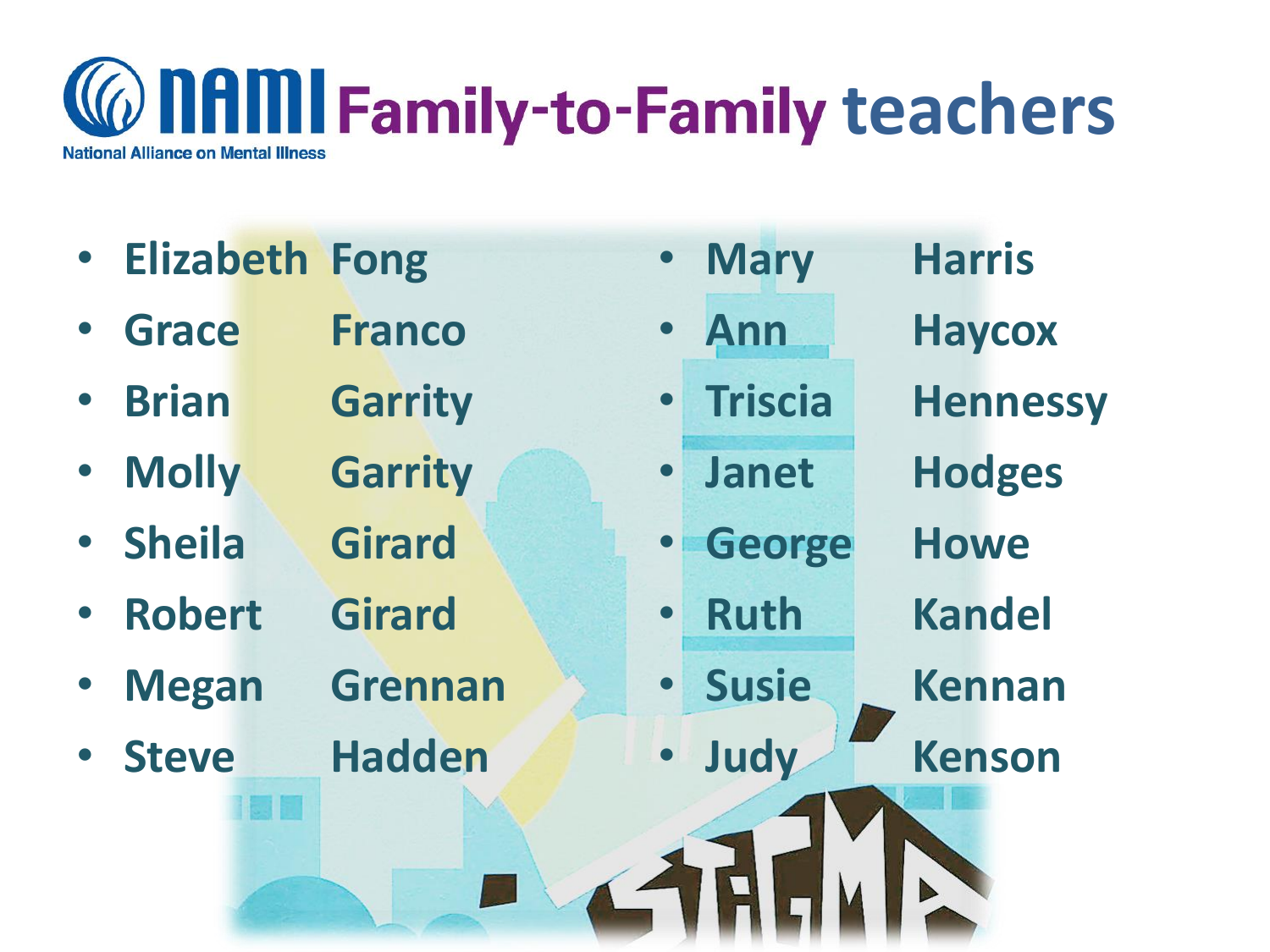# NAMI Family-to-Family teachers

National Alliance on Mental Illness

- Elizabeth Fong
- Grace Franco
- Brian Garrity
- Molly Garrity
- Sheila Girard
- Robert Girard
- Megan Grennan
- Steve Hadden
- Mary Harris
- Ann Haycox
- Triscia Hennessy
- Janet Hodges
- George Howe
- Ruth Kandel
- Susie Kennan
- Judy Kenson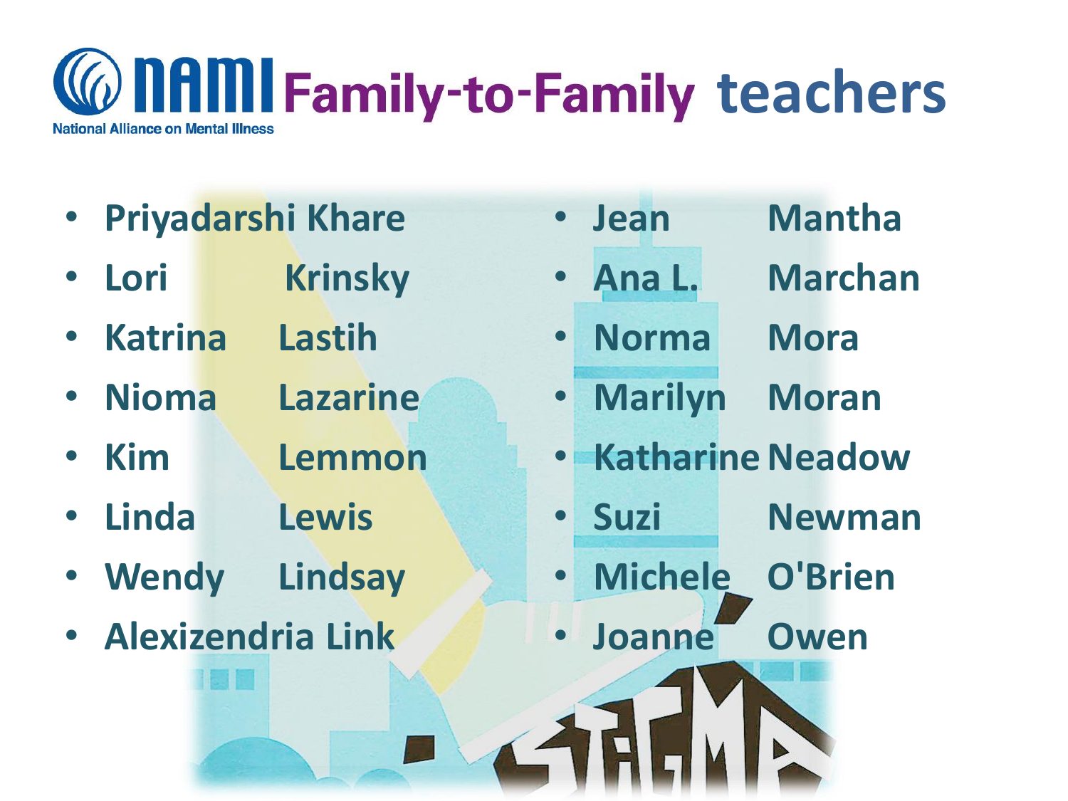# NAMI Family-to-Family teachers

National Alliance on Mental Illness

- Priyadarshi Khare
- Lori Krinsky
- Katrina Lastih
- Nioma Lazarine
- Kim Lemmon
- Linda Lewis
- Wendy Lindsay
- Alexizendria Link
- Jean Mantha
- Ana L. Marchan
- Norma Mora
- Marilyn Moran
- Katharine Neadow
- Suzi Newman
- Michele O'Brien
- Joanne Owen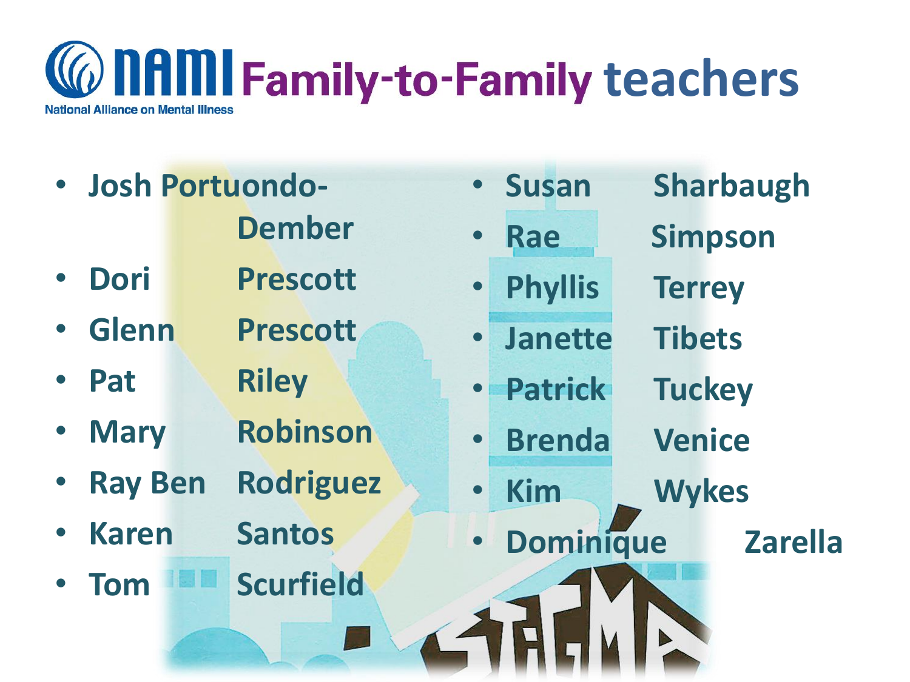# NAMI Family-to-Family teachers

National Alliance on Mental Illness

- Josh Portuondo-Dember
- Dori Prescott
- Glenn Prescott
- Pat Riley
- Mary Robinson
- Ray Ben Rodriguez
- Karen Santos
- Tom Scurfield
- Susan Sharbaugh
- Rae Simpson
- Phyllis Terrey
- Janette Tibets
- Patrick Tuckey
- Brenda Venice
- Kim Wykes
- Dominique Zarella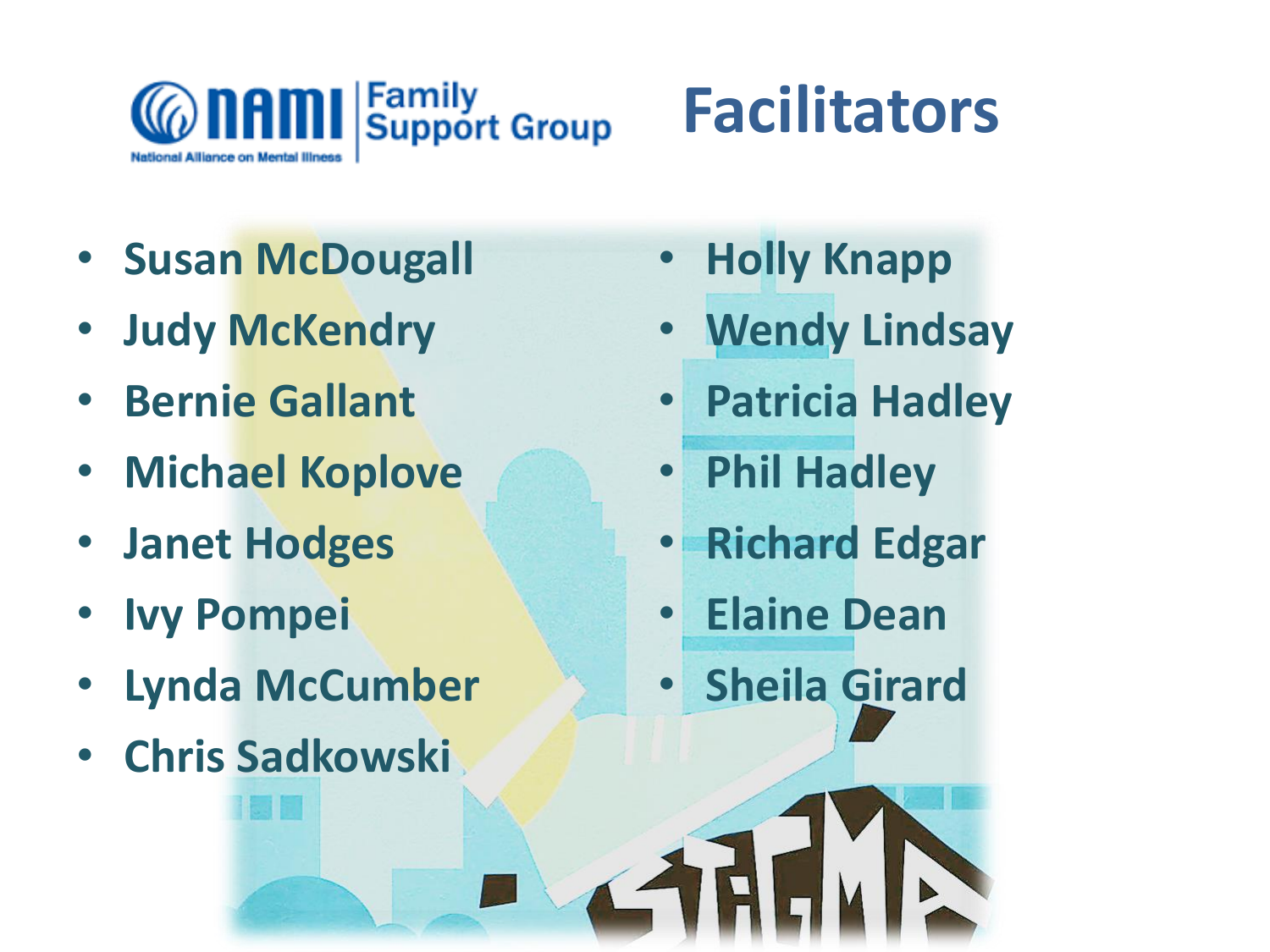NAMI National Alliance on Mental Illness | Family Support Group

# Facilitators

- Susan McDougall
- Judy McKendry
- Bernie Gallant
- Michael Koplove
- Janet Hodges
- Ivy Pompei
- Lynda McCumber
- Chris Sadkowski
- Holly Knapp
- Wendy Lindsay
- Patricia Hadley
- Phil Hadley
- Richard Edgar
- Elaine Dean
- Sheila Girard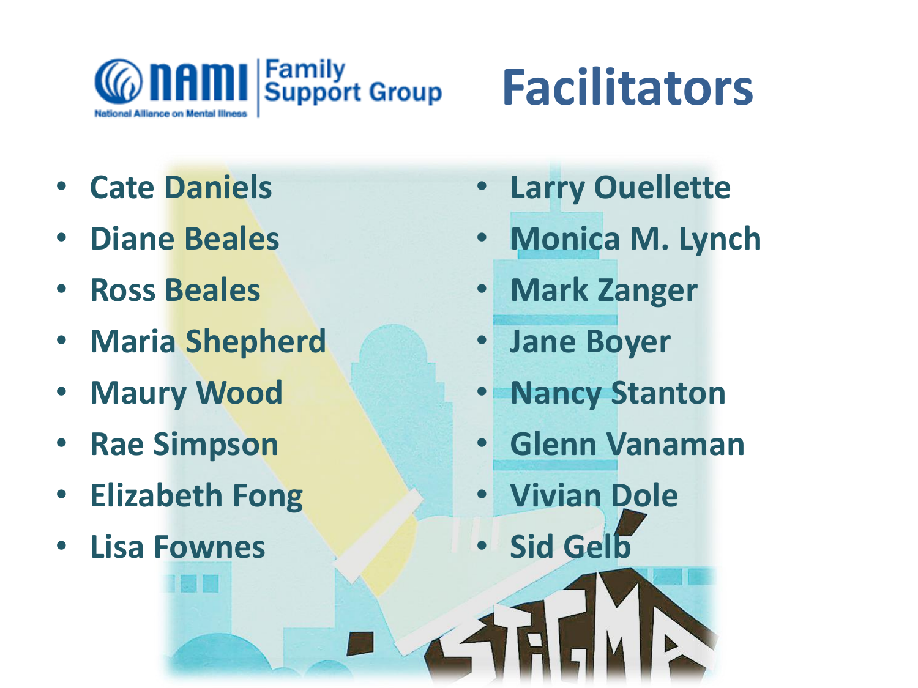NAMI Family Support Group

National Alliance on Mental Illness

# Facilitators

- Cate Daniels
- Diane Beales
- Ross Beales
- Maria Shepherd
- Maury Wood
- Rae Simpson
- Elizabeth Fong
- Lisa Fownes
- Larry Ouellette
- Monica M. Lynch
- Mark Zanger
- Jane Boyer
- Nancy Stanton
- Glenn Vanaman
- Vivian Dole
- Sid Gelb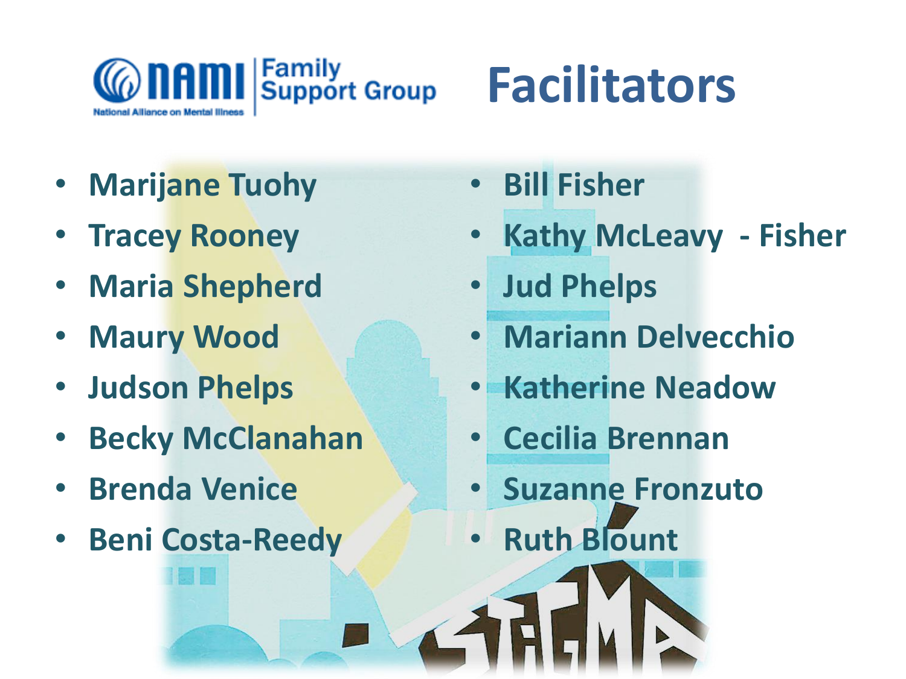NAMI | Family Support Group

National Alliance on Mental Illness

# Facilitators

- Marijane Tuohy
- Tracey Rooney
- Maria Shepherd
- Maury Wood
- Judson Phelps
- Becky McClanahan
- Brenda Venice
- Beni Costa-Reedy
- Bill Fisher
- Kathy McLeavy - Fisher
- Jud Phelps
- Mariann Delvecchio
- Katherine Neadow
- Cecilia Brennan
- Suzanne Fronzuto
- Ruth Blount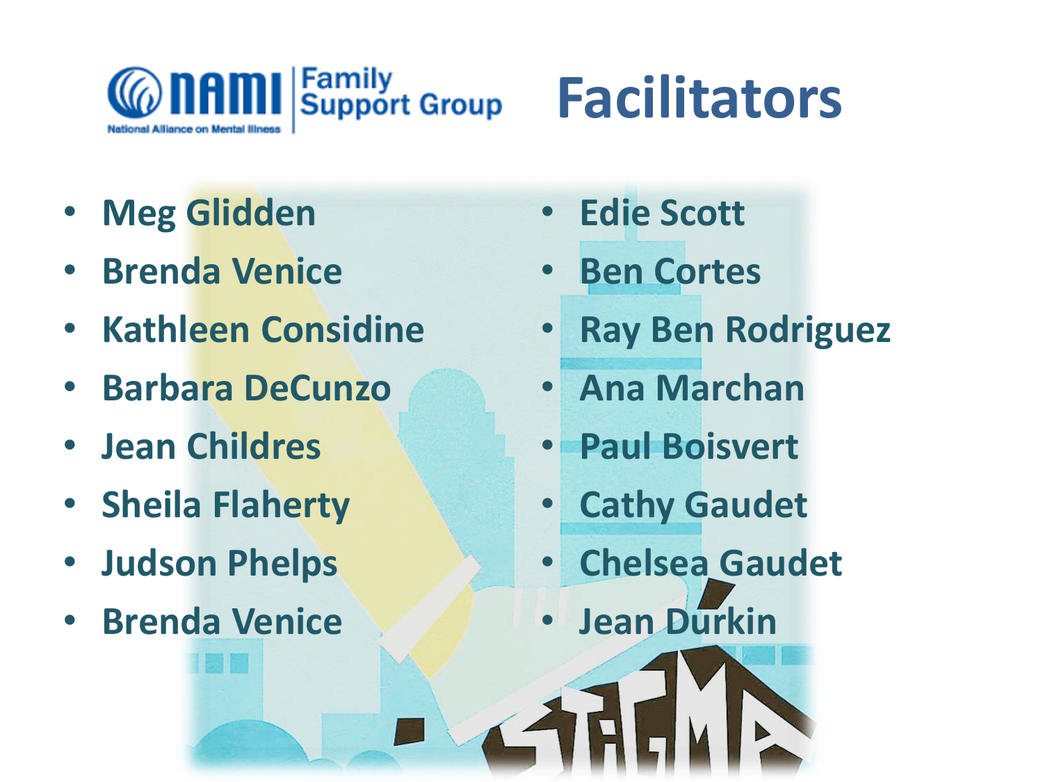NAMI Family Support Group

National Alliance on Mental Illness

# Facilitators

- Meg Glidden
- Brenda Venice
- Kathleen Considine
- Barbara DeCunzo
- Jean Childres
- Sheila Flaherty
- Judson Phelps
- Brenda Venice
- Edie Scott
- Ben Cortes
- Ray Ben Rodriguez
- Ana Marchan
- Paul Boisvert
- Cathy Gaudet
- Chelsea Gaudet
- Jean Durkin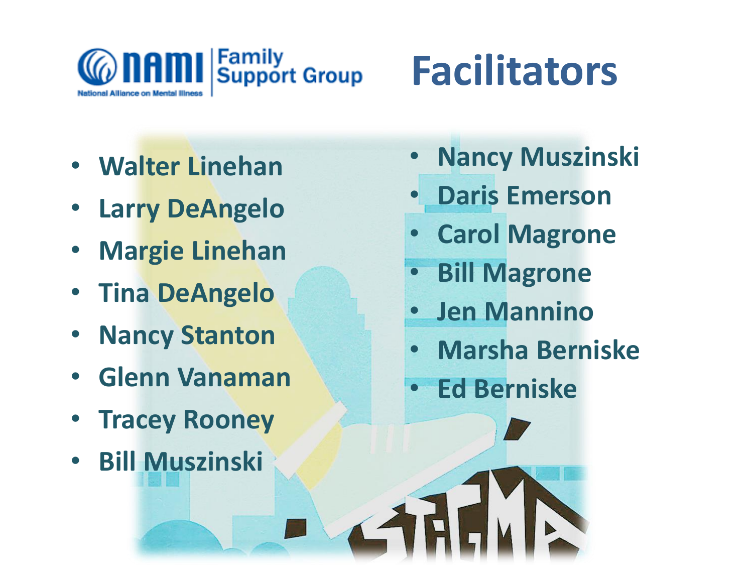NAMI Family Support Group

National Alliance on Mental Illness

# Facilitators

- Walter Linehan
- Larry DeAngelo
- Margie Linehan
- Tina DeAngelo
- Nancy Stanton
- Glenn Vanaman
- Tracey Rooney
- Bill Muszinski
- Nancy Muszinski
- Daris Emerson
- Carol Magrone
- Bill Magrone
- Jen Mannino
- Marsha Berniske
- Ed Berniske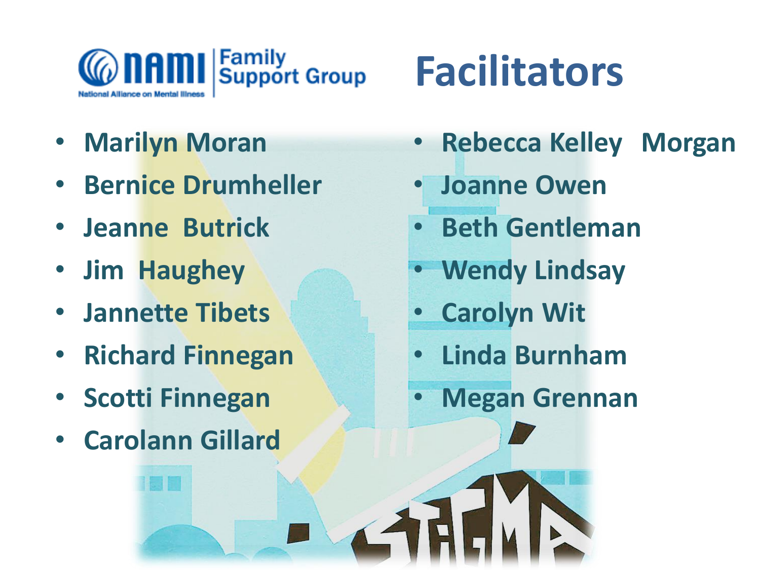NAMI Family Support Group

National Alliance on Mental Illness

# Facilitators

- Marilyn Moran
- Bernice Drumheller
- Jeanne Butrick
- Jim Haughey
- Jannette Tibets
- Richard Finnegan
- Scotti Finnegan
- Carolann Gillard
- Rebecca Kelley Morgan
- Joanne Owen
- Beth Gentleman
- Wendy Lindsay
- Carolyn Wit
- Linda Burnham
- Megan Grennan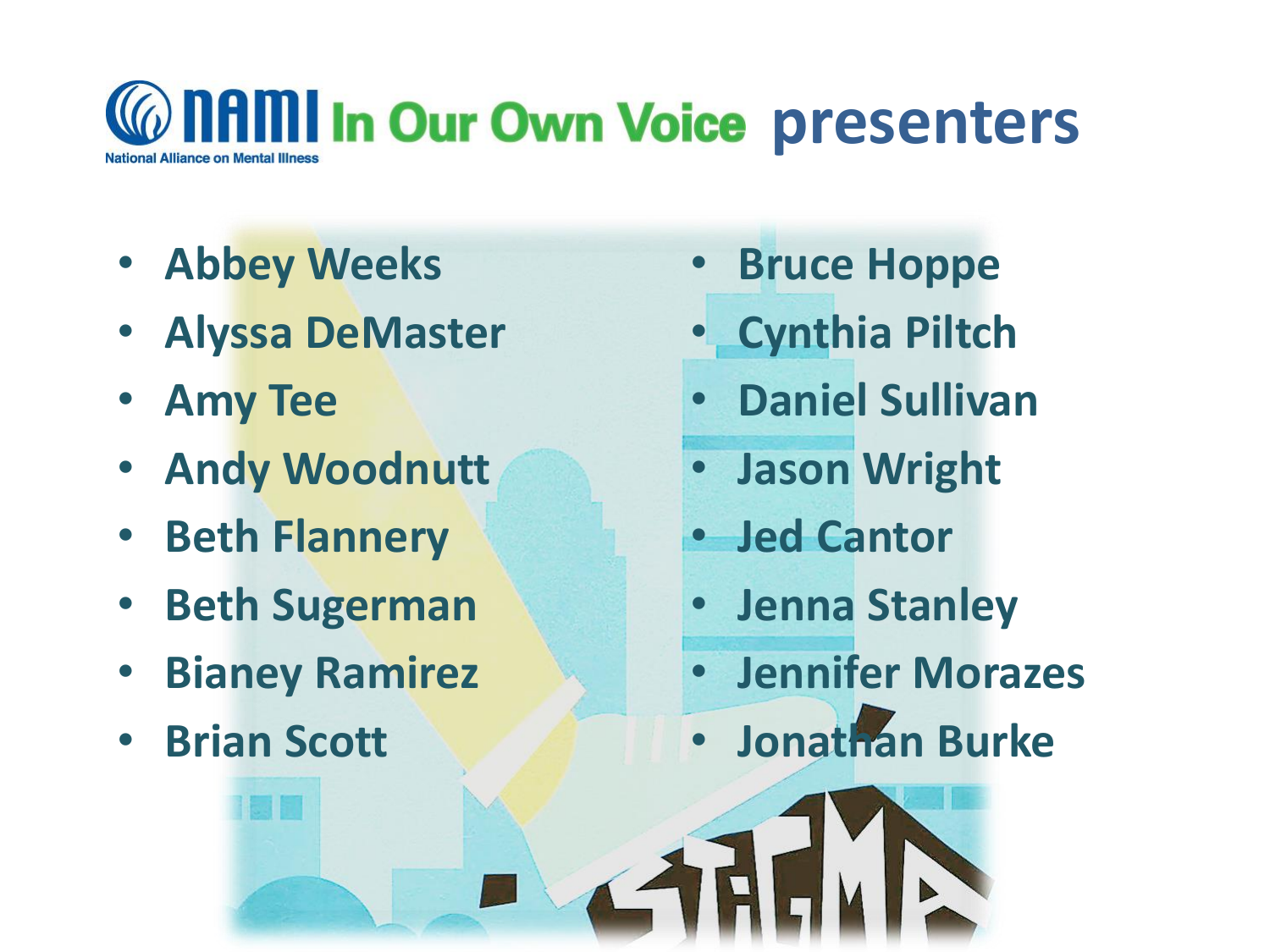# NAMI In Our Own Voice presenters

National Alliance on Mental Illness

- Abbey Weeks
- Alyssa DeMaster
- Amy Tee
- Andy Woodnutt
- Beth Flannery
- Beth Sugerman
- Bianey Ramirez
- Brian Scott
- Bruce Hoppe
- Cynthia Piltch
- Daniel Sullivan
- Jason Wright
- Jed Cantor
- Jenna Stanley
- Jennifer Morazes
- Jonathan Burke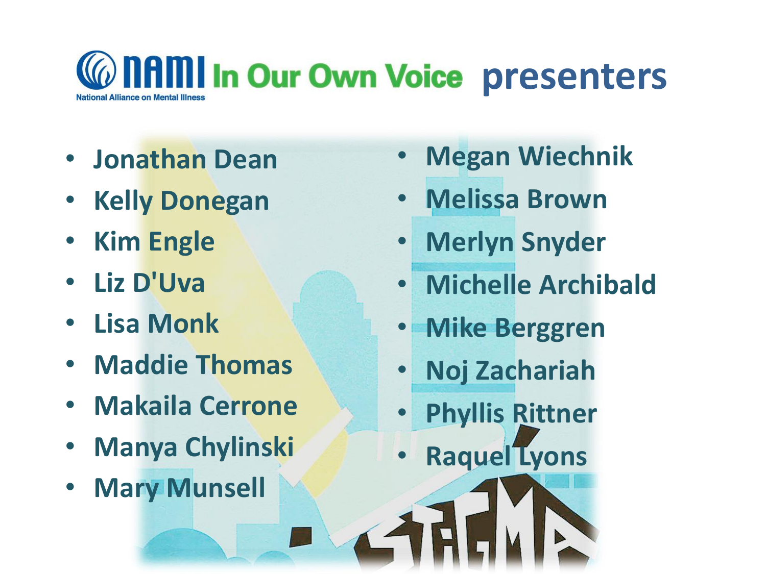# NAMI In Our Own Voice presenters

National Alliance on Mental Illness

- Jonathan Dean
- Kelly Donegan
- Kim Engle
- Liz D'Uva
- Lisa Monk
- Maddie Thomas
- Makaila Cerrone
- Manya Chylinski
- Mary Munsell
- Megan Wiechnik
- Melissa Brown
- Merlyn Snyder
- Michelle Archibald
- Mike Berggren
- Noj Zachariah
- Phyllis Rittner
- Raquel Lyons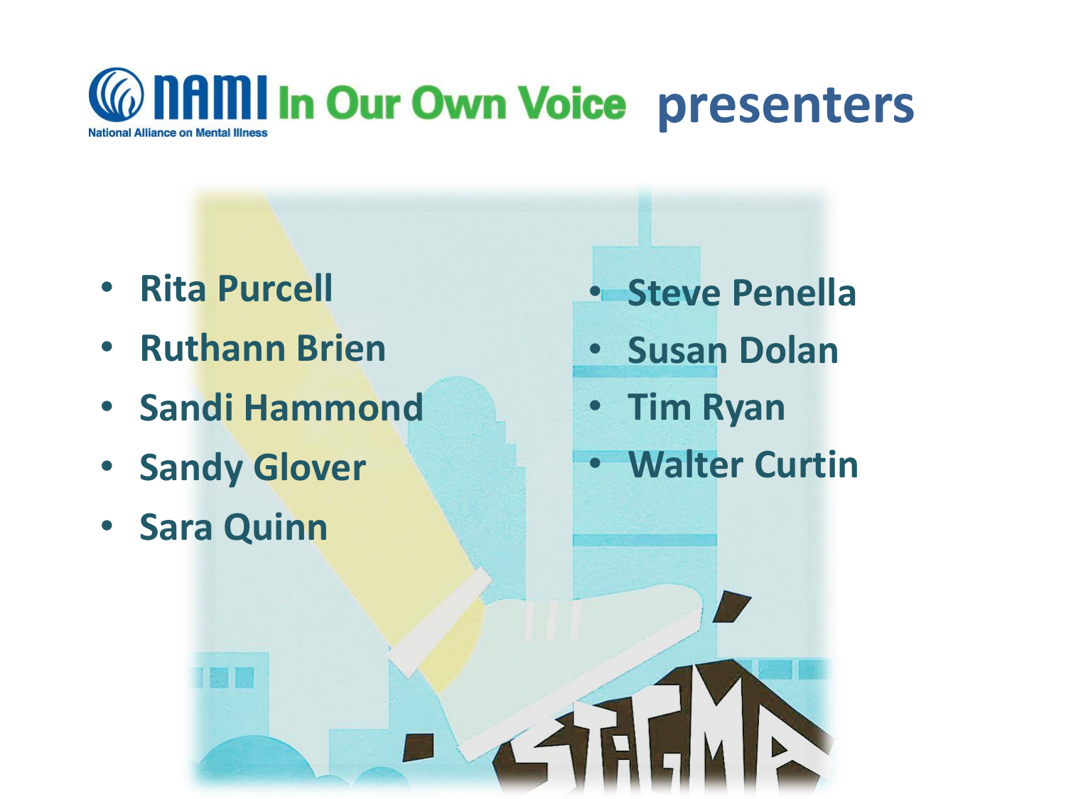# NAMI In Our Own Voice presenters

National Alliance on Mental Illness

- Rita Purcell
- Ruthann Brien
- Sandi Hammond
- Sandy Glover
- Sara Quinn
- Steve Penella
- Susan Dolan
- Tim Ryan
- Walter Curtin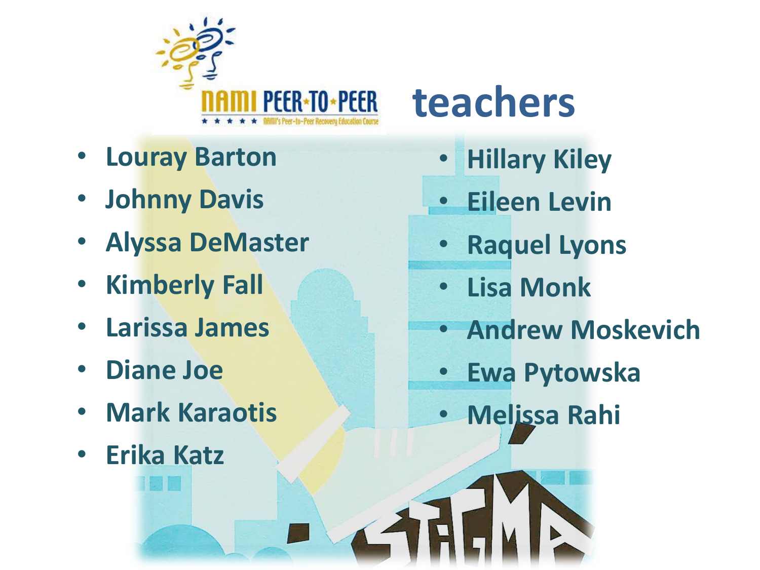# teachers

- Louray Barton
- Johnny Davis
- Alyssa DeMaster
- Kimberly Fall
- Larissa James
- Diane Joe
- Mark Karaotis
- Erika Katz
- Hillary Kiley
- Eileen Levin
- Raquel Lyons
- Lisa Monk
- Andrew Moskevich
- Ewa Pytowska
- Melissa Rahi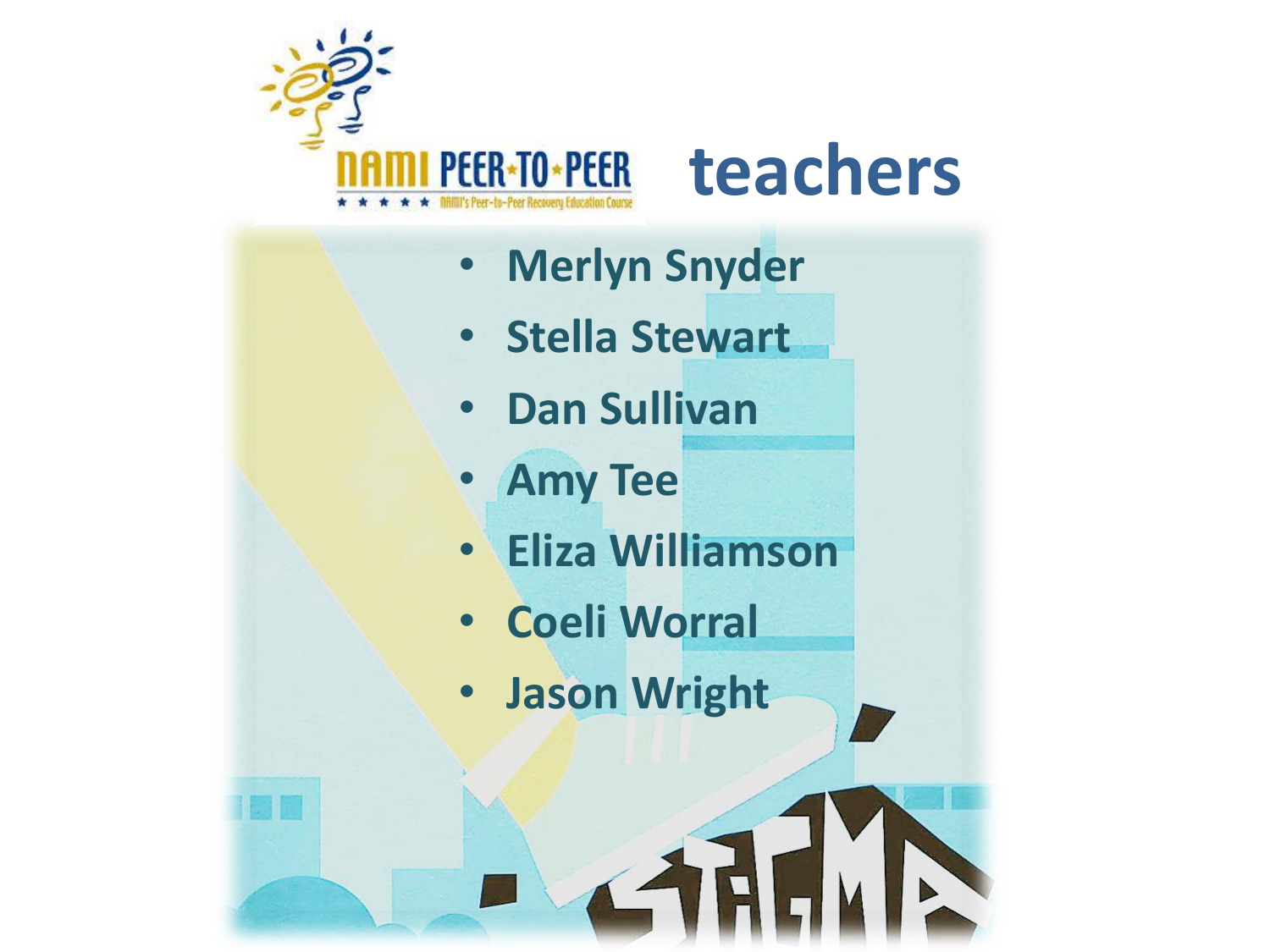NAMI PEER-TO-PEER

NAMI's Peer-to-Peer Recovery Education Course

# teachers

- **Merlyn Snyder**
- **Stella Stewart**
- **Dan Sullivan**
- **Amy Tee**
- **Eliza Williamson**
- **Coeli Worral**
- **Jason Wright**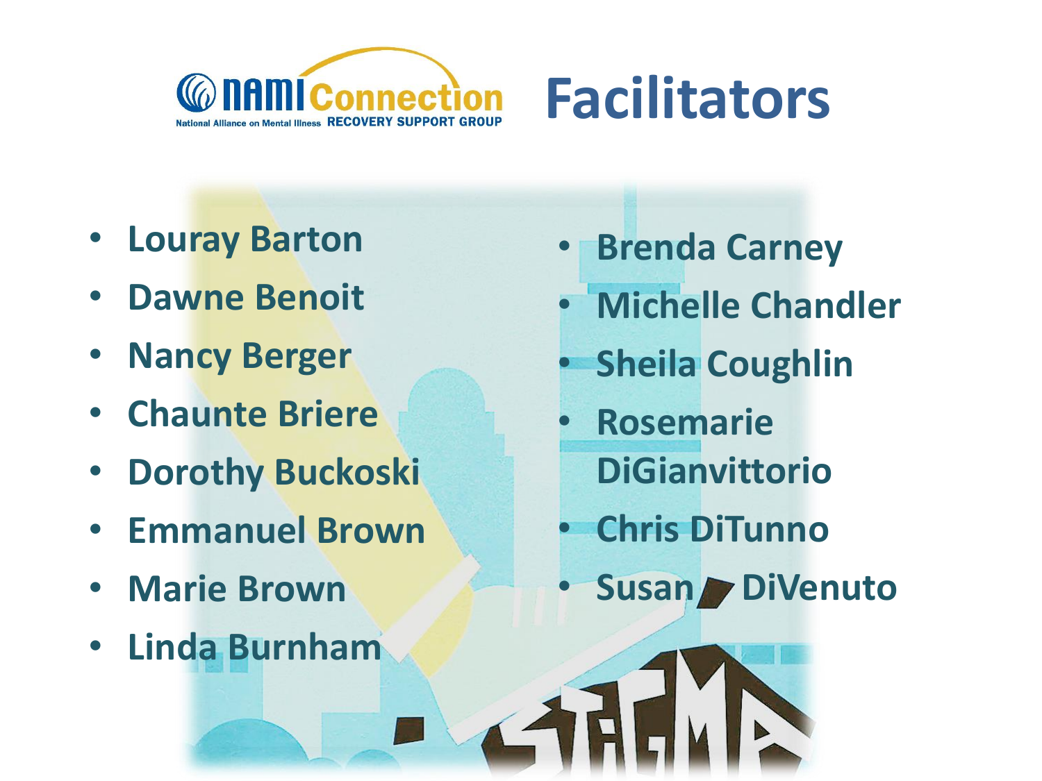# NAMI Connection Facilitators

National Alliance on Mental Illness RECOVERY SUPPORT GROUP

- Louray Barton
- Dawne Benoit
- Nancy Berger
- Chaunte Briere
- Dorothy Buckoski
- Emmanuel Brown
- Marie Brown
- Linda Burnham
- Brenda Carney
- Michelle Chandler
- Sheila Coughlin
- Rosemarie DiGianvittorio
- Chris DiTunno
- Susan DiVenuto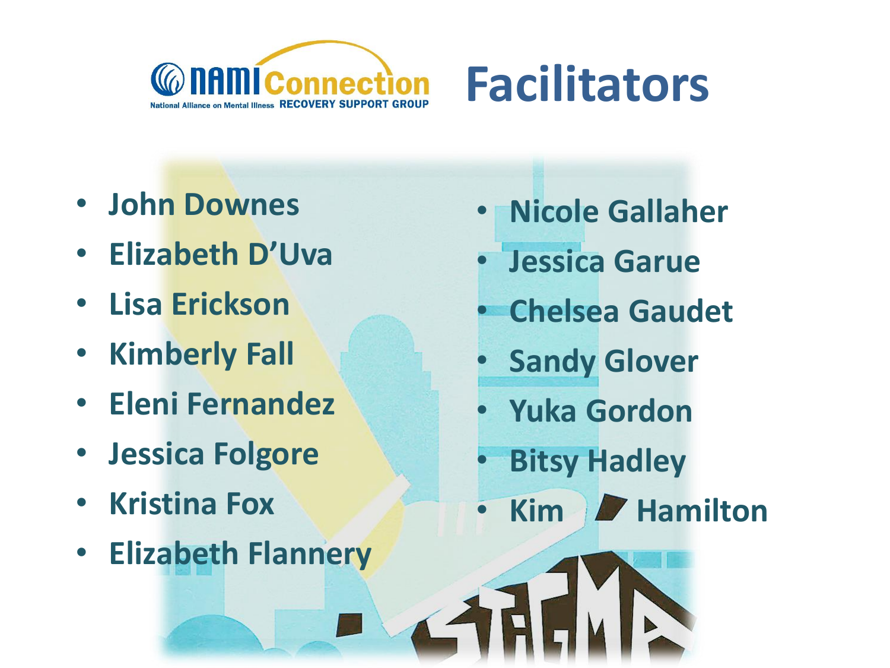# NAMI Connection Facilitators

National Alliance on Mental Illness RECOVERY SUPPORT GROUP

- John Downes
- Elizabeth D'Uva
- Lisa Erickson
- Kimberly Fall
- Eleni Fernandez
- Jessica Folgore
- Kristina Fox
- Elizabeth Flannery
- Nicole Gallaher
- Jessica Garue
- Chelsea Gaudet
- Sandy Glover
- Yuka Gordon
- Bitsy Hadley
- Kim Hamilton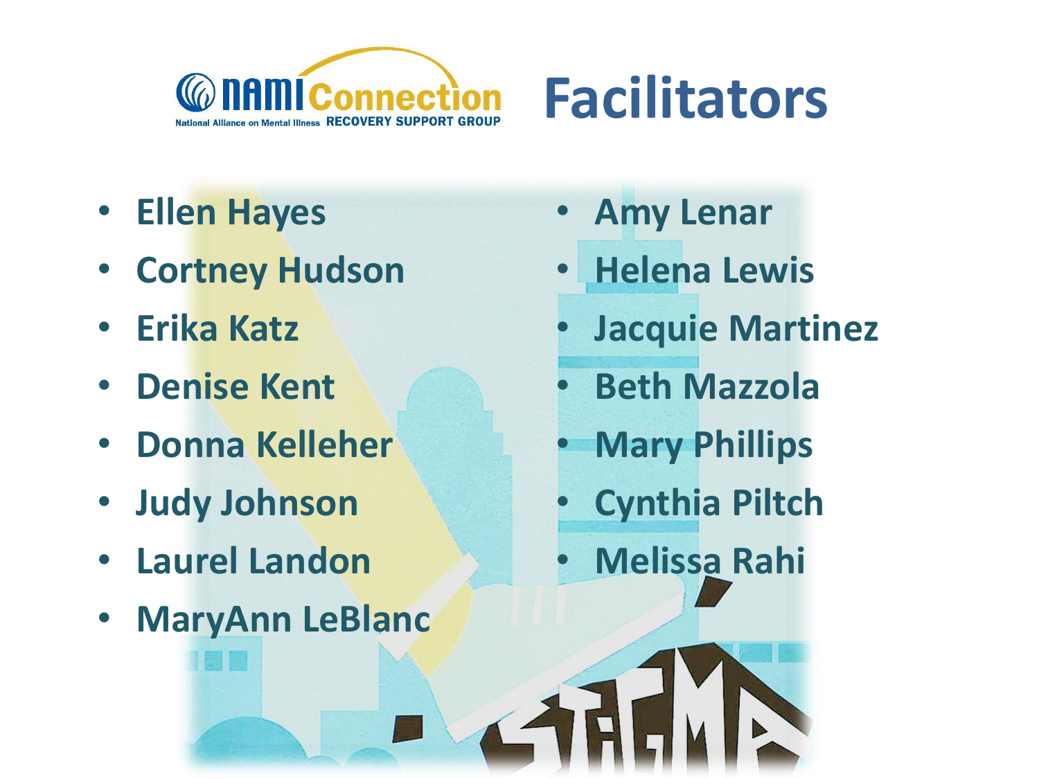NAMI Connection
National Alliance on Mental Illness RECOVERY SUPPORT GROUP

# Facilitators

- Ellen Hayes
- Cortney Hudson
- Erika Katz
- Denise Kent
- Donna Kelleher
- Judy Johnson
- Laurel Landon
- MaryAnn LeBlanc
- Amy Lenar
- Helena Lewis
- Jacquie Martinez
- Beth Mazzola
- Mary Phillips
- Cynthia Piltch
- Melissa Rahi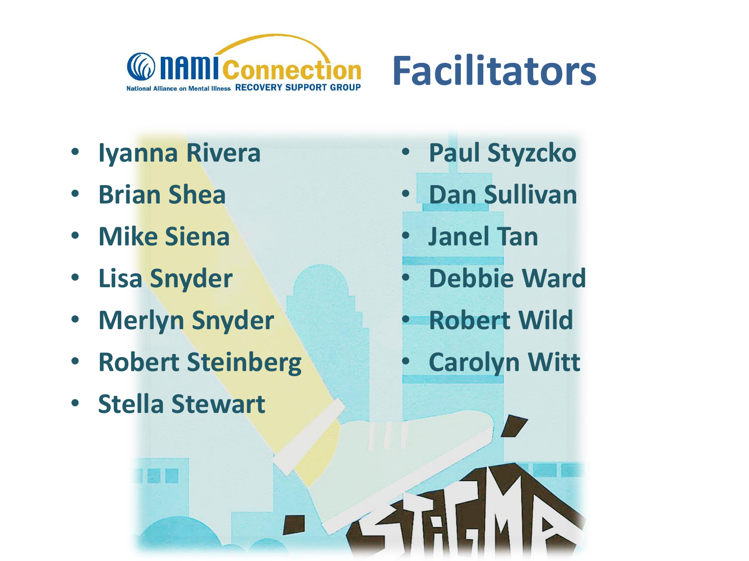# NAMI Connection Facilitators

National Alliance on Mental Illness RECOVERY SUPPORT GROUP

- Iyanna Rivera
- Brian Shea
- Mike Siena
- Lisa Snyder
- Merlyn Snyder
- Robert Steinberg
- Stella Stewart
- Paul Styzcko
- Dan Sullivan
- Janel Tan
- Debbie Ward
- Robert Wild
- Carolyn Witt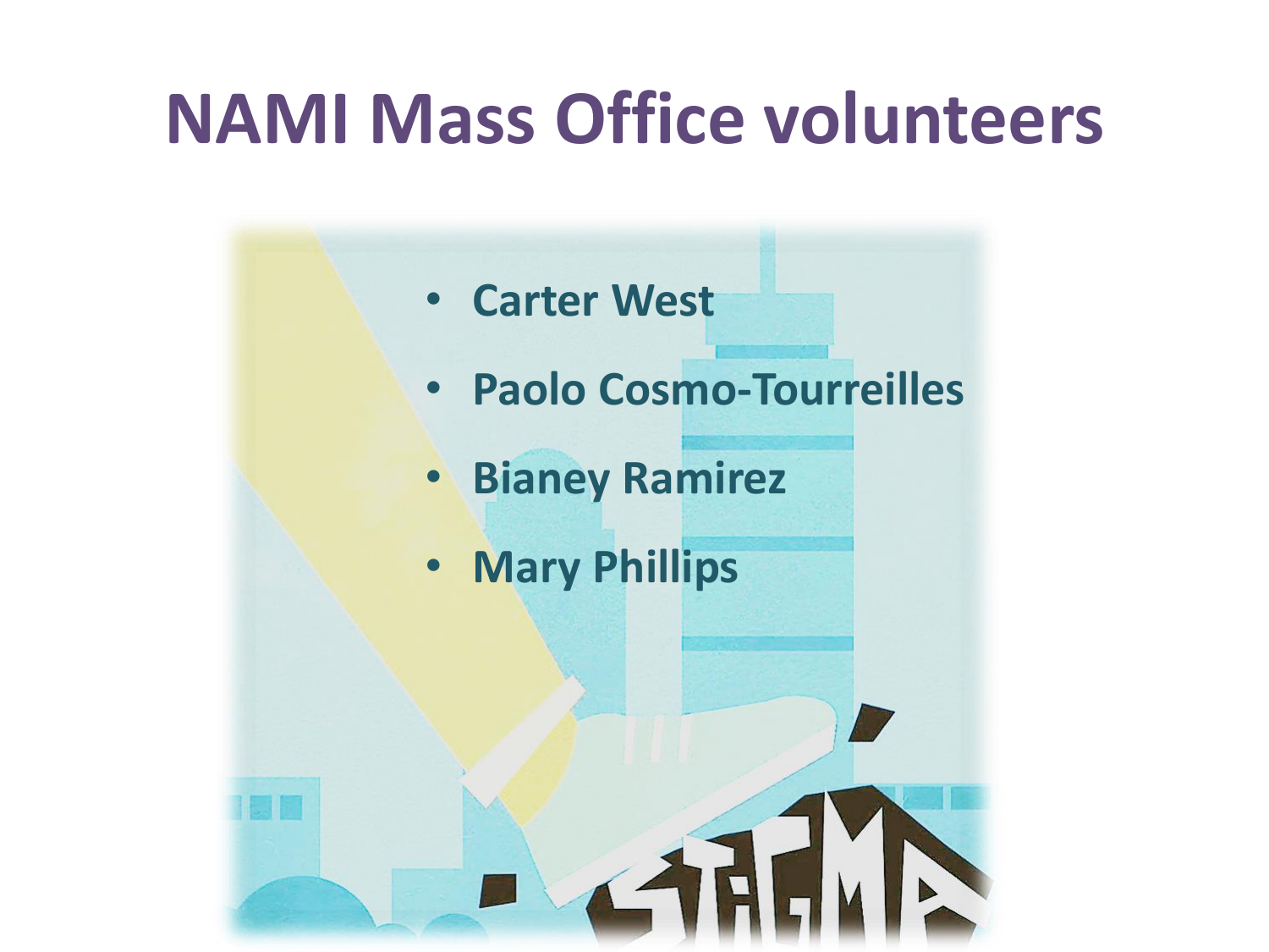# NAMI Mass Office volunteers

- **Carter West**
- **Paolo Cosmo-Tourreilles**
- **Bianey Ramirez**
- **Mary Phillips**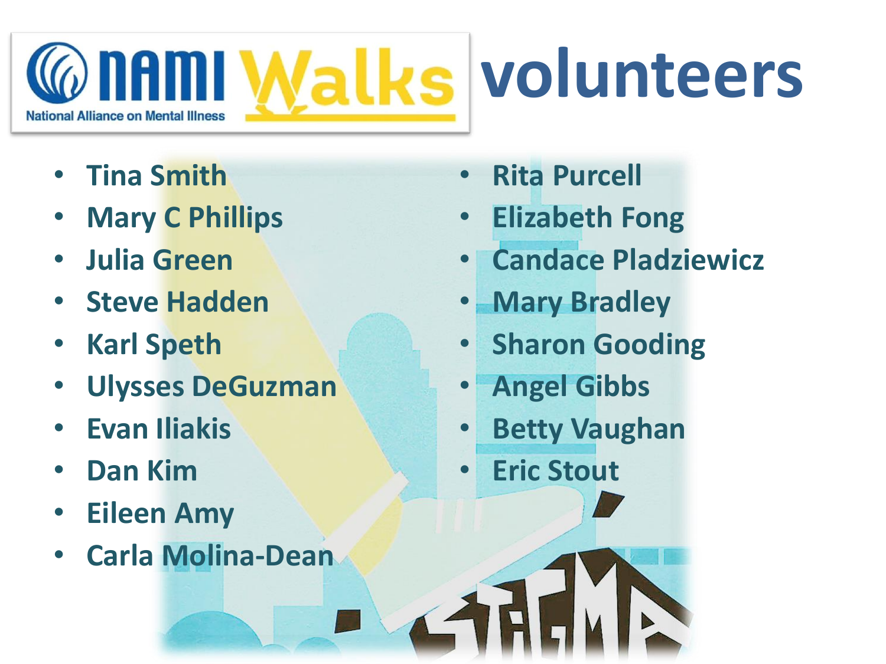# NAMI Walks volunteers

National Alliance on Mental Illness

- Tina Smith
- Mary C Phillips
- Julia Green
- Steve Hadden
- Karl Speth
- Ulysses DeGuzman
- Evan Iliakis
- Dan Kim
- Eileen Amy
- Carla Molina-Dean
- Rita Purcell
- Elizabeth Fong
- Candace Pladziewicz
- Mary Bradley
- Sharon Gooding
- Angel Gibbs
- Betty Vaughan
- Eric Stout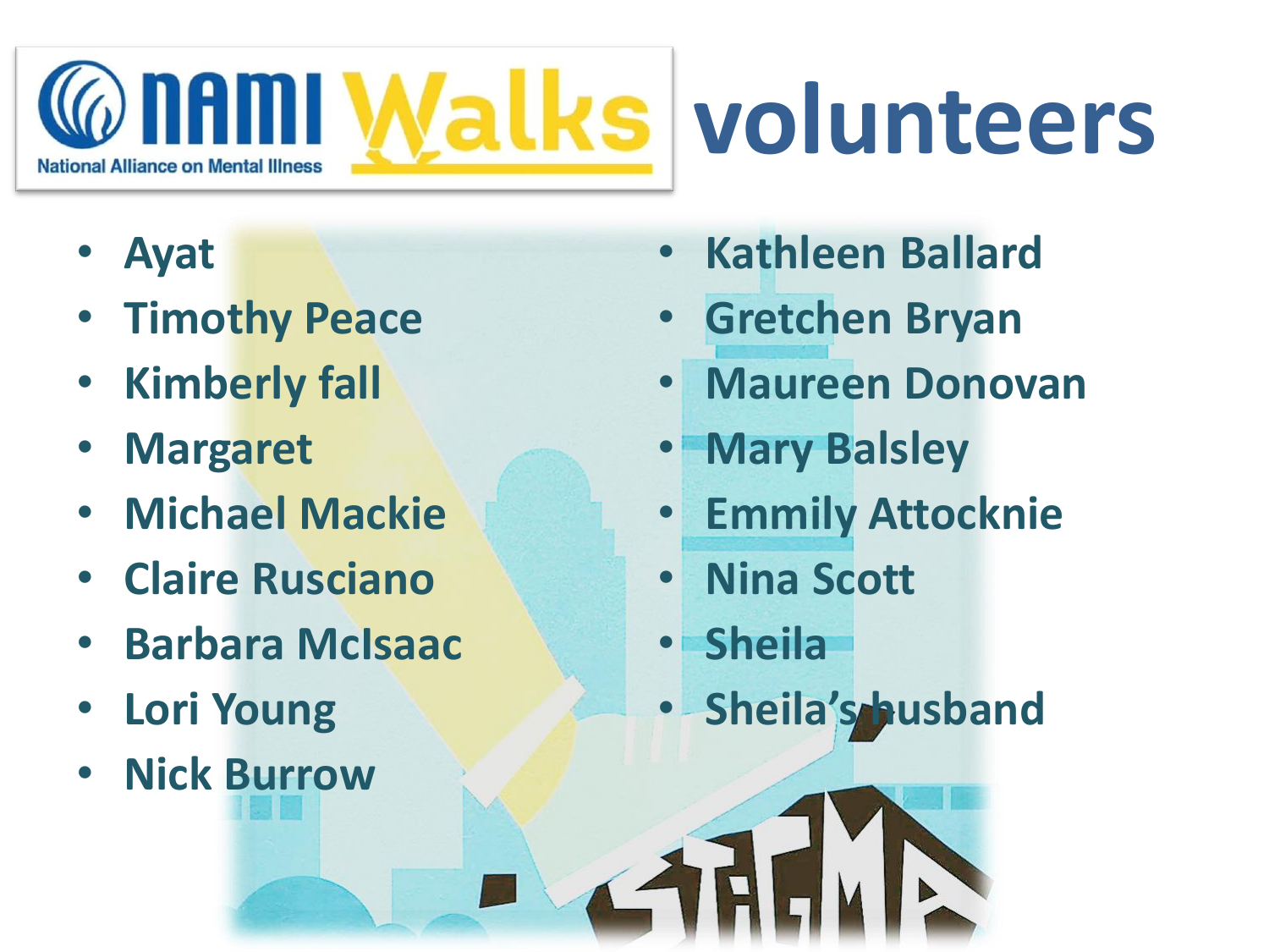# NAMI Walks volunteers

- Ayat
- Timothy Peace
- Kimberly fall
- Margaret
- Michael Mackie
- Claire Rusciano
- Barbara McIsaac
- Lori Young
- Nick Burrow
- Kathleen Ballard
- Gretchen Bryan
- Maureen Donovan
- Mary Balsley
- Emmily Attocknie
- Nina Scott
- Sheila
- Sheila's husband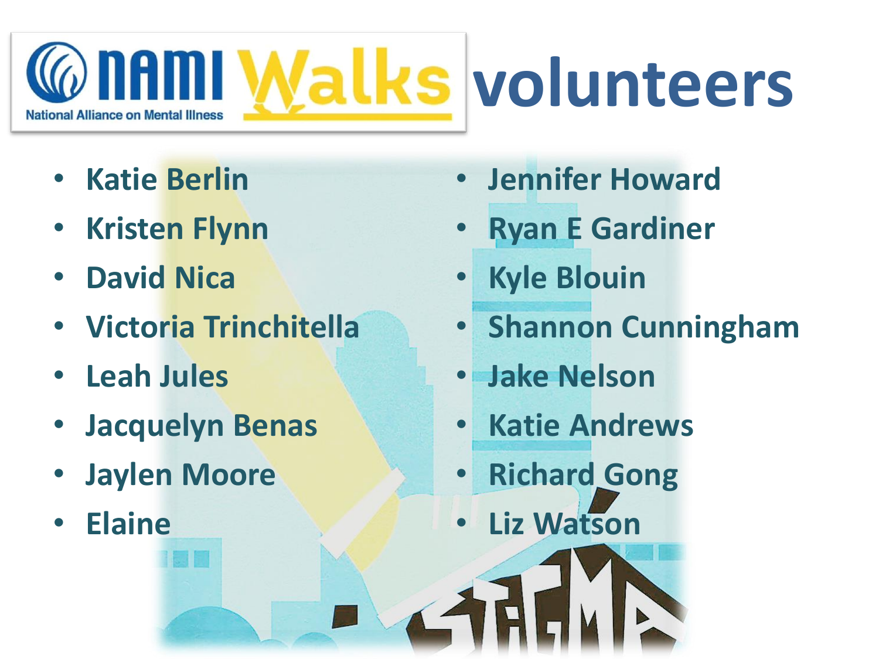# NAMI Walks volunteers

National Alliance on Mental Illness

- Katie Berlin
- Kristen Flynn
- David Nica
- Victoria Trinchitella
- Leah Jules
- Jacquelyn Benas
- Jaylen Moore
- Elaine
- Jennifer Howard
- Ryan E Gardiner
- Kyle Blouin
- Shannon Cunningham
- Jake Nelson
- Katie Andrews
- Richard Gong
- Liz Watson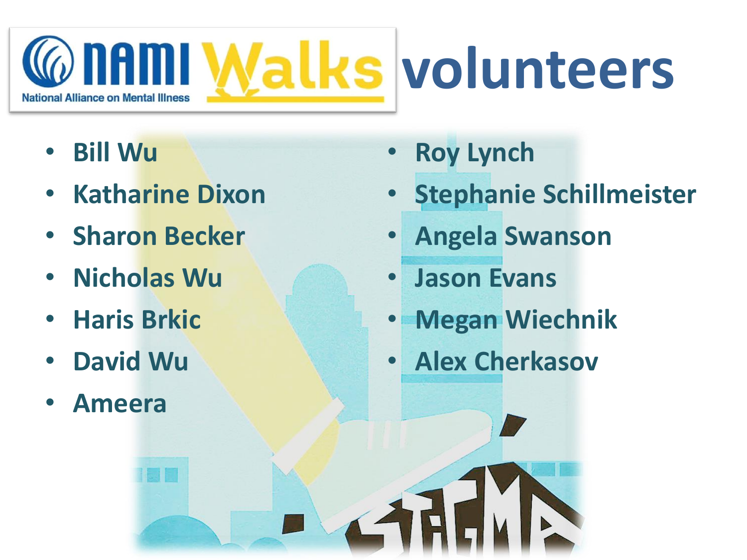# NAMI Walks volunteers

National Alliance on Mental Illness

- Bill Wu
- Katharine Dixon
- Sharon Becker
- Nicholas Wu
- Haris Brkic
- David Wu
- Ameera
- Roy Lynch
- Stephanie Schillmeister
- Angela Swanson
- Jason Evans
- Megan Wiechnik
- Alex Cherkasov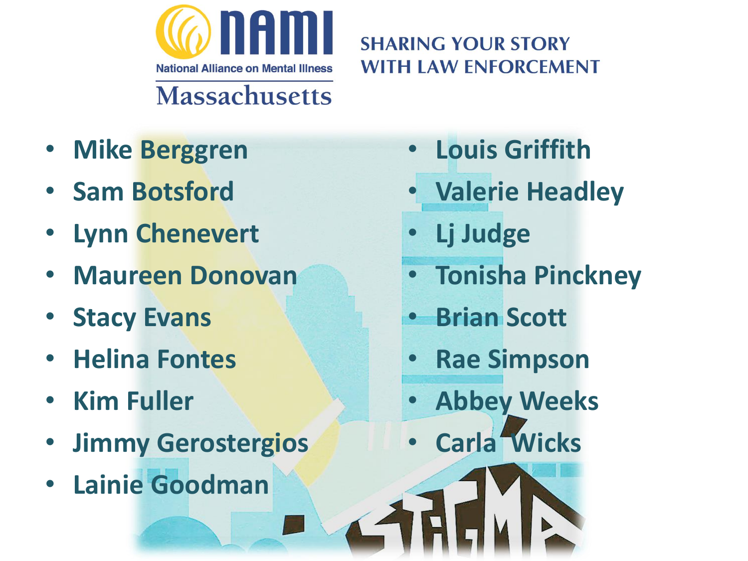National Alliance on Mental Illness
Massachusetts

# SHARING YOUR STORY WITH LAW ENFORCEMENT

- Mike Berggren
- Sam Botsford
- Lynn Chenevert
- Maureen Donovan
- Stacy Evans
- Helina Fontes
- Kim Fuller
- Jimmy Gerostergios
- Lainie Goodman
- Louis Griffith
- Valerie Headley
- Lj Judge
- Tonisha Pinckney
- Brian Scott
- Rae Simpson
- Abbey Weeks
- Carla Wicks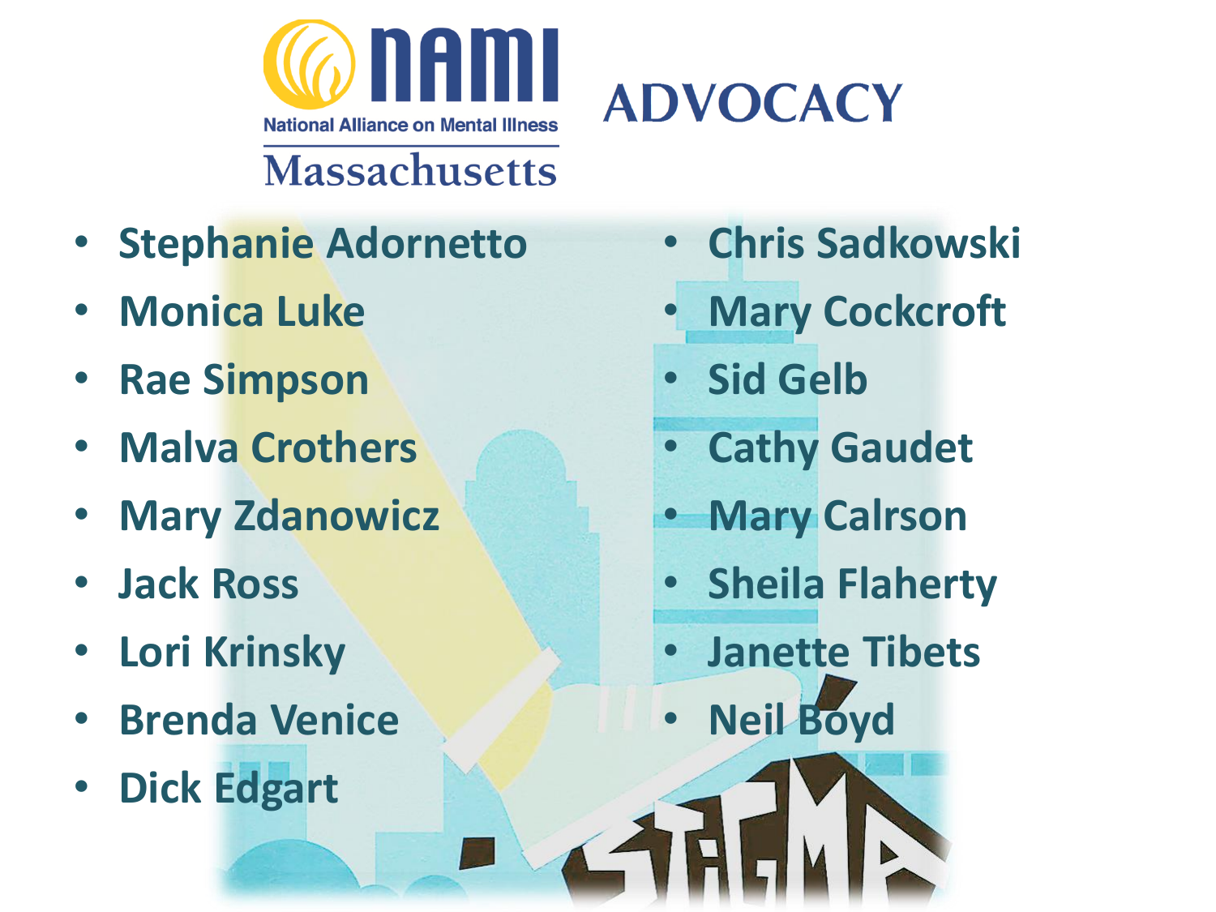NAMI
National Alliance on Mental Illness
Massachusetts

# ADVOCACY

- Stephanie Adornetto
- Monica Luke
- Rae Simpson
- Malva Crothers
- Mary Zdanowicz
- Jack Ross
- Lori Krinsky
- Brenda Venice
- Dick Edgart
- Chris Sadkowski
- Mary Cockcroft
- Sid Gelb
- Cathy Gaudet
- Mary Calrson
- Sheila Flaherty
- Janette Tibets
- Neil Boyd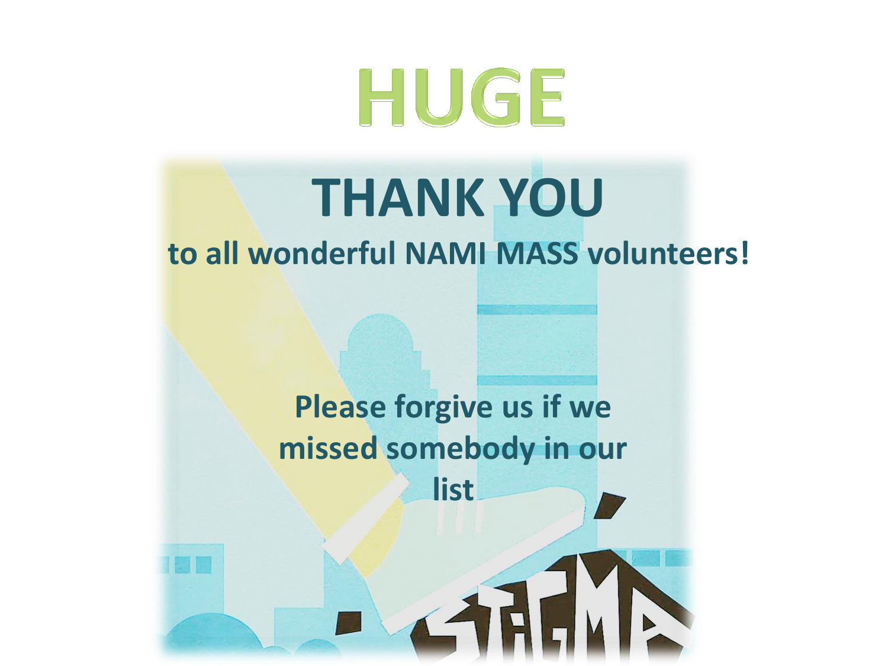# HUGE

## THANK YOU

**to all wonderful NAMI MASS volunteers!**

**Please forgive us if we missed somebody in our list**